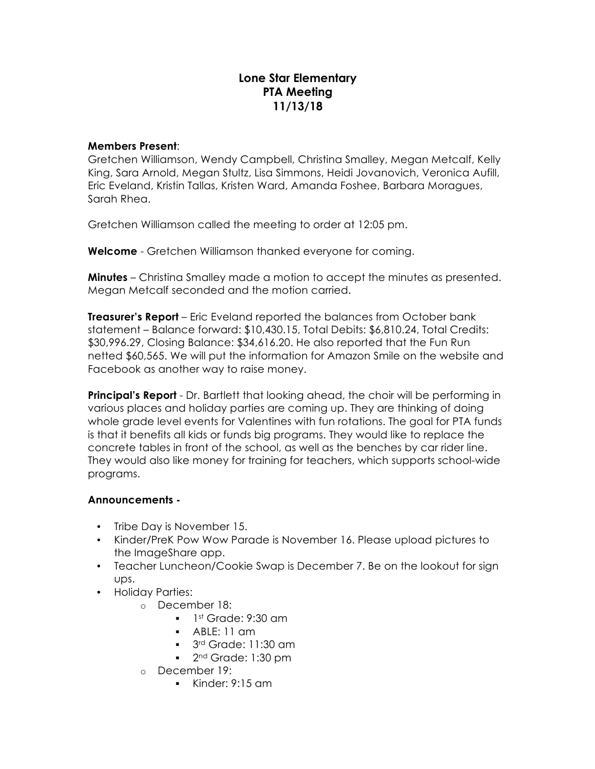# Lone Star Elementary
# PTA Meeting
# 11/13/18

**Members Present**:
Gretchen Williamson, Wendy Campbell, Christina Smalley, Megan Metcalf, Kelly King, Sara Arnold, Megan Stultz, Lisa Simmons, Heidi Jovanovich, Veronica Aufill, Eric Eveland, Kristin Tallas, Kristen Ward, Amanda Foshee, Barbara Moragues, Sarah Rhea.

Gretchen Williamson called the meeting to order at 12:05 pm.

**Welcome** - Gretchen Williamson thanked everyone for coming.

**Minutes** – Christina Smalley made a motion to accept the minutes as presented. Megan Metcalf seconded and the motion carried.

**Treasurer's Report** – Eric Eveland reported the balances from October bank statement – Balance forward: $10,430.15, Total Debits: $6,810.24, Total Credits: $30,996.29, Closing Balance: $34,616.20. He also reported that the Fun Run netted $60,565. We will put the information for Amazon Smile on the website and Facebook as another way to raise money.

**Principal's Report** - Dr. Bartlett that looking ahead, the choir will be performing in various places and holiday parties are coming up. They are thinking of doing whole grade level events for Valentines with fun rotations. The goal for PTA funds is that it benefits all kids or funds big programs. They would like to replace the concrete tables in front of the school, as well as the benches by car rider line. They would also like money for training for teachers, which supports school-wide programs.

**Announcements -**

- Tribe Day is November 15.
- Kinder/PreK Pow Wow Parade is November 16. Please upload pictures to the ImageShare app.
- Teacher Luncheon/Cookie Swap is December 7. Be on the lookout for sign ups.
- Holiday Parties:
  - December 18:
    - 1st Grade: 9:30 am
    - ABLE: 11 am
    - 3rd Grade: 11:30 am
    - 2nd Grade: 1:30 pm
  - December 19:
    - Kinder: 9:15 am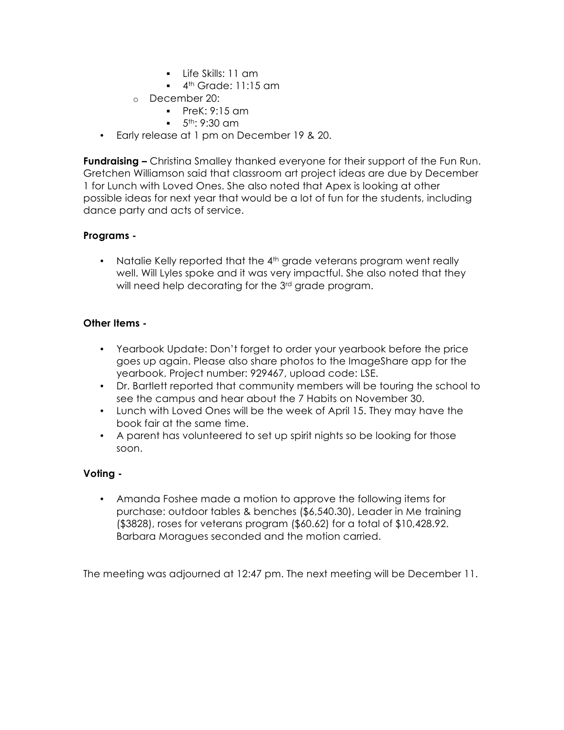- Life Skills: 11 am
        - 4th Grade: 11:15 am
    - December 20:
        - PreK: 9:15 am
        - 5th: 9:30 am
- Early release at 1 pm on December 19 & 20.

**Fundraising –** Christina Smalley thanked everyone for their support of the Fun Run. Gretchen Williamson said that classroom art project ideas are due by December 1 for Lunch with Loved Ones. She also noted that Apex is looking at other possible ideas for next year that would be a lot of fun for the students, including dance party and acts of service.

**Programs -**

- Natalie Kelly reported that the 4th grade veterans program went really well. Will Lyles spoke and it was very impactful. She also noted that they will need help decorating for the 3rd grade program.

**Other Items -**

- Yearbook Update: Don't forget to order your yearbook before the price goes up again. Please also share photos to the ImageShare app for the yearbook. Project number: 929467, upload code: LSE.
- Dr. Bartlett reported that community members will be touring the school to see the campus and hear about the 7 Habits on November 30.
- Lunch with Loved Ones will be the week of April 15. They may have the book fair at the same time.
- A parent has volunteered to set up spirit nights so be looking for those soon.

**Voting -**

- Amanda Foshee made a motion to approve the following items for purchase: outdoor tables & benches ($6,540.30), Leader in Me training ($3828), roses for veterans program ($60.62) for a total of $10,428.92. Barbara Moragues seconded and the motion carried.

The meeting was adjourned at 12:47 pm. The next meeting will be December 11.